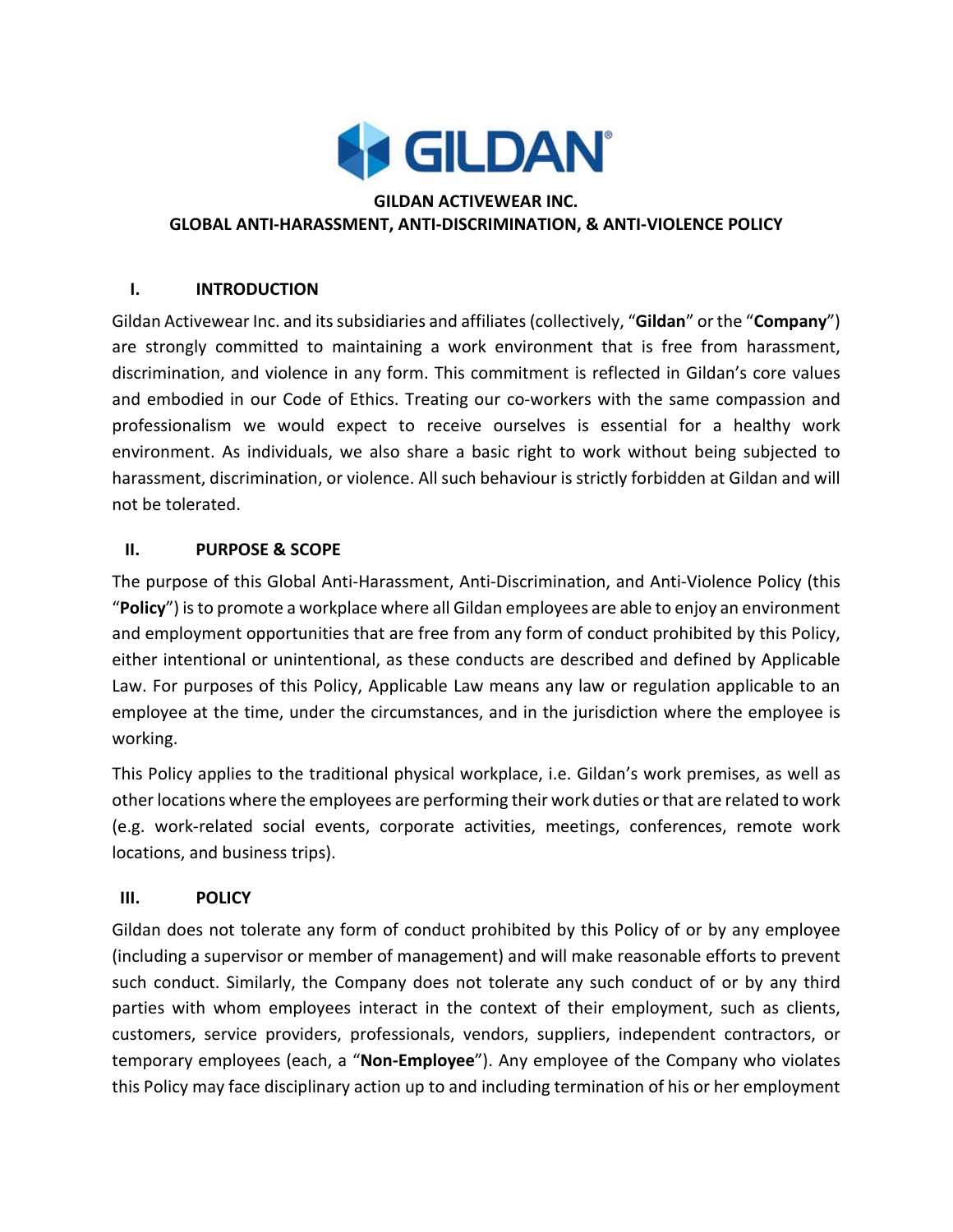# GILDAN ACTIVEWEAR INC.
# GLOBAL ANTI-HARASSMENT, ANTI-DISCRIMINATION, & ANTI-VIOLENCE POLICY

## I. INTRODUCTION

Gildan Activewear Inc. and its subsidiaries and affiliates (collectively, "**Gildan**" or the "**Company**") are strongly committed to maintaining a work environment that is free from harassment, discrimination, and violence in any form. This commitment is reflected in Gildan's core values and embodied in our Code of Ethics. Treating our co-workers with the same compassion and professionalism we would expect to receive ourselves is essential for a healthy work environment. As individuals, we also share a basic right to work without being subjected to harassment, discrimination, or violence. All such behaviour is strictly forbidden at Gildan and will not be tolerated.

## II. PURPOSE & SCOPE

The purpose of this Global Anti-Harassment, Anti-Discrimination, and Anti-Violence Policy (this "**Policy**") is to promote a workplace where all Gildan employees are able to enjoy an environment and employment opportunities that are free from any form of conduct prohibited by this Policy, either intentional or unintentional, as these conducts are described and defined by Applicable Law. For purposes of this Policy, Applicable Law means any law or regulation applicable to an employee at the time, under the circumstances, and in the jurisdiction where the employee is working.

This Policy applies to the traditional physical workplace, i.e. Gildan's work premises, as well as other locations where the employees are performing their work duties or that are related to work (e.g. work-related social events, corporate activities, meetings, conferences, remote work locations, and business trips).

## III. POLICY

Gildan does not tolerate any form of conduct prohibited by this Policy of or by any employee (including a supervisor or member of management) and will make reasonable efforts to prevent such conduct. Similarly, the Company does not tolerate any such conduct of or by any third parties with whom employees interact in the context of their employment, such as clients, customers, service providers, professionals, vendors, suppliers, independent contractors, or temporary employees (each, a "**Non-Employee**"). Any employee of the Company who violates this Policy may face disciplinary action up to and including termination of his or her employment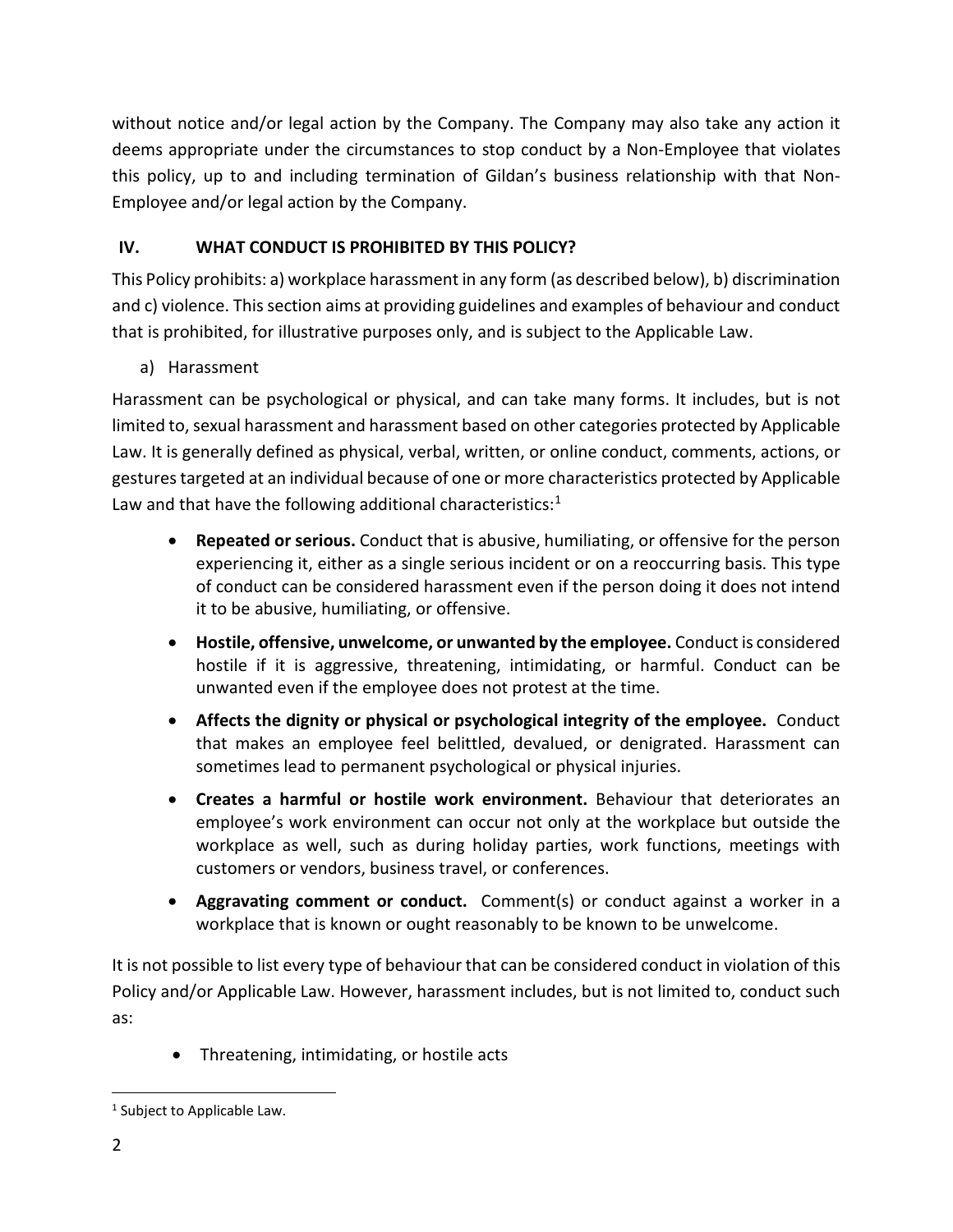without notice and/or legal action by the Company. The Company may also take any action it deems appropriate under the circumstances to stop conduct by a Non-Employee that violates this policy, up to and including termination of Gildan's business relationship with that Non-Employee and/or legal action by the Company.

## IV. WHAT CONDUCT IS PROHIBITED BY THIS POLICY?

This Policy prohibits: a) workplace harassment in any form (as described below), b) discrimination and c) violence. This section aims at providing guidelines and examples of behaviour and conduct that is prohibited, for illustrative purposes only, and is subject to the Applicable Law.

a) Harassment

Harassment can be psychological or physical, and can take many forms. It includes, but is not limited to, sexual harassment and harassment based on other categories protected by Applicable Law. It is generally defined as physical, verbal, written, or online conduct, comments, actions, or gestures targeted at an individual because of one or more characteristics protected by Applicable Law and that have the following additional characteristics:[1]

- **Repeated or serious.** Conduct that is abusive, humiliating, or offensive for the person experiencing it, either as a single serious incident or on a reoccurring basis. This type of conduct can be considered harassment even if the person doing it does not intend it to be abusive, humiliating, or offensive.
- **Hostile, offensive, unwelcome, or unwanted by the employee.** Conduct is considered hostile if it is aggressive, threatening, intimidating, or harmful. Conduct can be unwanted even if the employee does not protest at the time.
- **Affects the dignity or physical or psychological integrity of the employee.** Conduct that makes an employee feel belittled, devalued, or denigrated. Harassment can sometimes lead to permanent psychological or physical injuries.
- **Creates a harmful or hostile work environment.** Behaviour that deteriorates an employee's work environment can occur not only at the workplace but outside the workplace as well, such as during holiday parties, work functions, meetings with customers or vendors, business travel, or conferences.
- **Aggravating comment or conduct.** Comment(s) or conduct against a worker in a workplace that is known or ought reasonably to be known to be unwelcome.

It is not possible to list every type of behaviour that can be considered conduct in violation of this Policy and/or Applicable Law. However, harassment includes, but is not limited to, conduct such as:

- Threatening, intimidating, or hostile acts

[1] Subject to Applicable Law.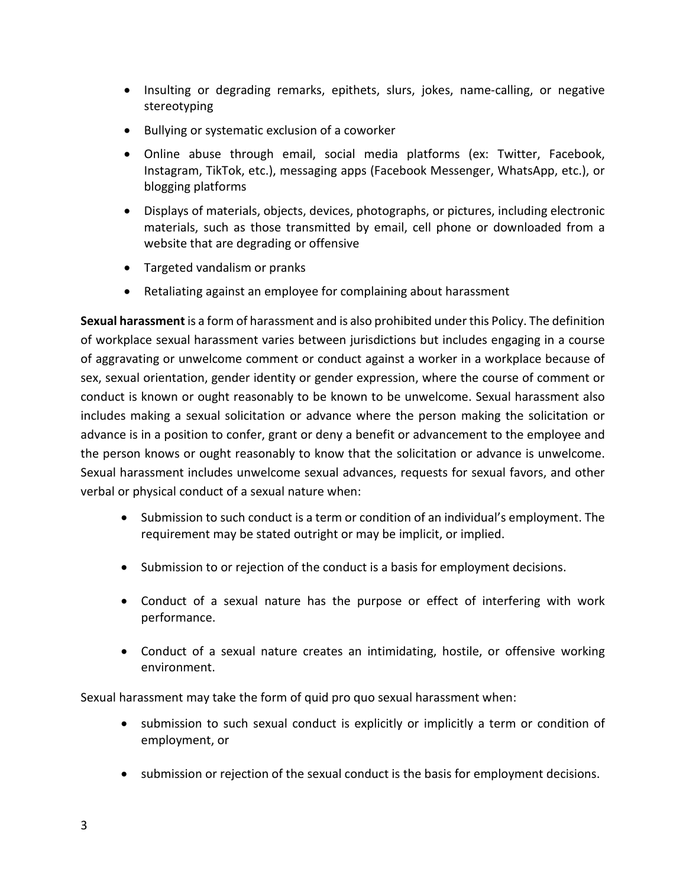- Insulting or degrading remarks, epithets, slurs, jokes, name-calling, or negative stereotyping
- Bullying or systematic exclusion of a coworker
- Online abuse through email, social media platforms (ex: Twitter, Facebook, Instagram, TikTok, etc.), messaging apps (Facebook Messenger, WhatsApp, etc.), or blogging platforms
- Displays of materials, objects, devices, photographs, or pictures, including electronic materials, such as those transmitted by email, cell phone or downloaded from a website that are degrading or offensive
- Targeted vandalism or pranks
- Retaliating against an employee for complaining about harassment

**Sexual harassment** is a form of harassment and is also prohibited under this Policy. The definition of workplace sexual harassment varies between jurisdictions but includes engaging in a course of aggravating or unwelcome comment or conduct against a worker in a workplace because of sex, sexual orientation, gender identity or gender expression, where the course of comment or conduct is known or ought reasonably to be known to be unwelcome. Sexual harassment also includes making a sexual solicitation or advance where the person making the solicitation or advance is in a position to confer, grant or deny a benefit or advancement to the employee and the person knows or ought reasonably to know that the solicitation or advance is unwelcome. Sexual harassment includes unwelcome sexual advances, requests for sexual favors, and other verbal or physical conduct of a sexual nature when:

- Submission to such conduct is a term or condition of an individual's employment. The requirement may be stated outright or may be implicit, or implied.
- Submission to or rejection of the conduct is a basis for employment decisions.
- Conduct of a sexual nature has the purpose or effect of interfering with work performance.
- Conduct of a sexual nature creates an intimidating, hostile, or offensive working environment.

Sexual harassment may take the form of quid pro quo sexual harassment when:

- submission to such sexual conduct is explicitly or implicitly a term or condition of employment, or
- submission or rejection of the sexual conduct is the basis for employment decisions.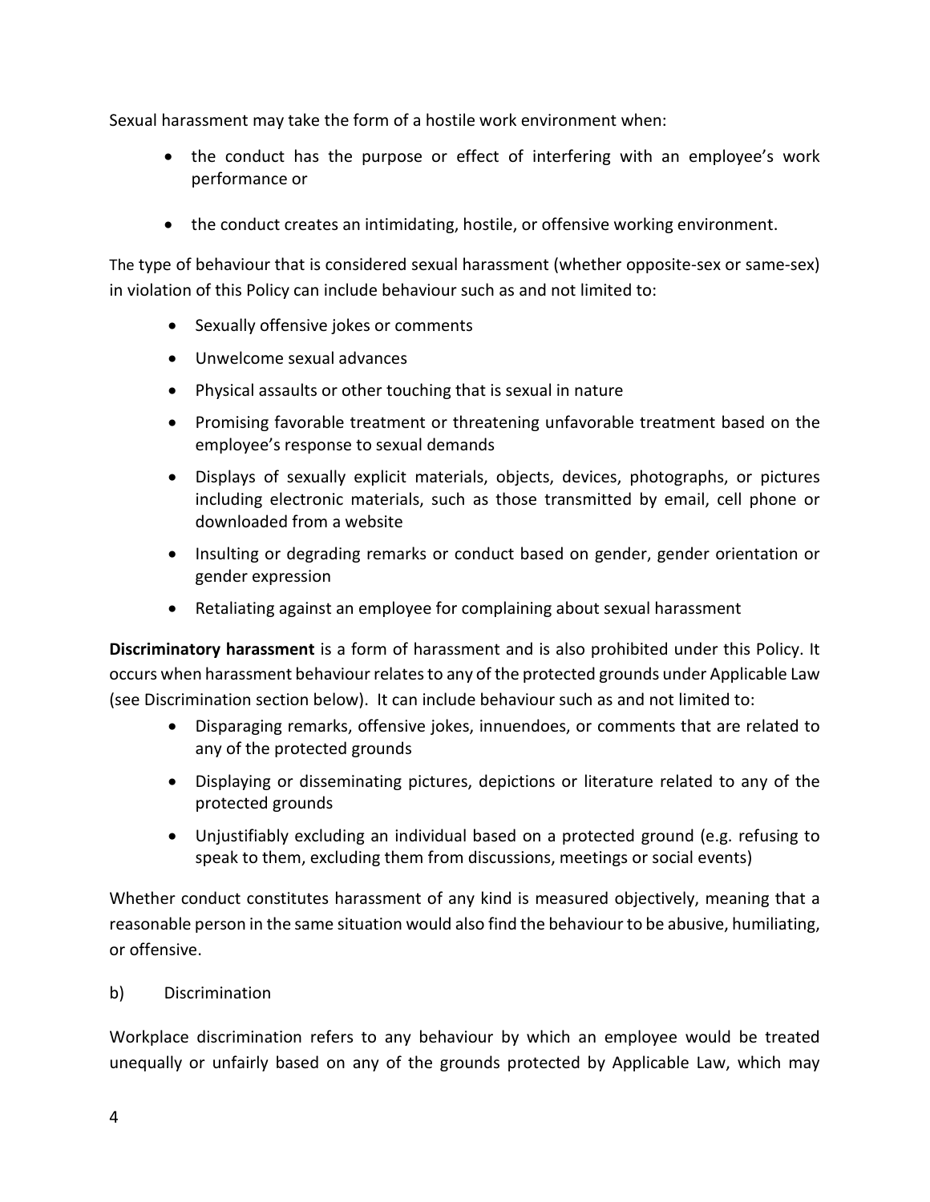Sexual harassment may take the form of a hostile work environment when:

- the conduct has the purpose or effect of interfering with an employee's work performance or

- the conduct creates an intimidating, hostile, or offensive working environment.

The type of behaviour that is considered sexual harassment (whether opposite-sex or same-sex) in violation of this Policy can include behaviour such as and not limited to:

- Sexually offensive jokes or comments
- Unwelcome sexual advances
- Physical assaults or other touching that is sexual in nature
- Promising favorable treatment or threatening unfavorable treatment based on the employee's response to sexual demands
- Displays of sexually explicit materials, objects, devices, photographs, or pictures including electronic materials, such as those transmitted by email, cell phone or downloaded from a website
- Insulting or degrading remarks or conduct based on gender, gender orientation or gender expression
- Retaliating against an employee for complaining about sexual harassment

**Discriminatory harassment** is a form of harassment and is also prohibited under this Policy. It occurs when harassment behaviour relates to any of the protected grounds under Applicable Law (see Discrimination section below). It can include behaviour such as and not limited to:

- Disparaging remarks, offensive jokes, innuendoes, or comments that are related to any of the protected grounds
- Displaying or disseminating pictures, depictions or literature related to any of the protected grounds
- Unjustifiably excluding an individual based on a protected ground (e.g. refusing to speak to them, excluding them from discussions, meetings or social events)

Whether conduct constitutes harassment of any kind is measured objectively, meaning that a reasonable person in the same situation would also find the behaviour to be abusive, humiliating, or offensive.

b) Discrimination

Workplace discrimination refers to any behaviour by which an employee would be treated unequally or unfairly based on any of the grounds protected by Applicable Law, which may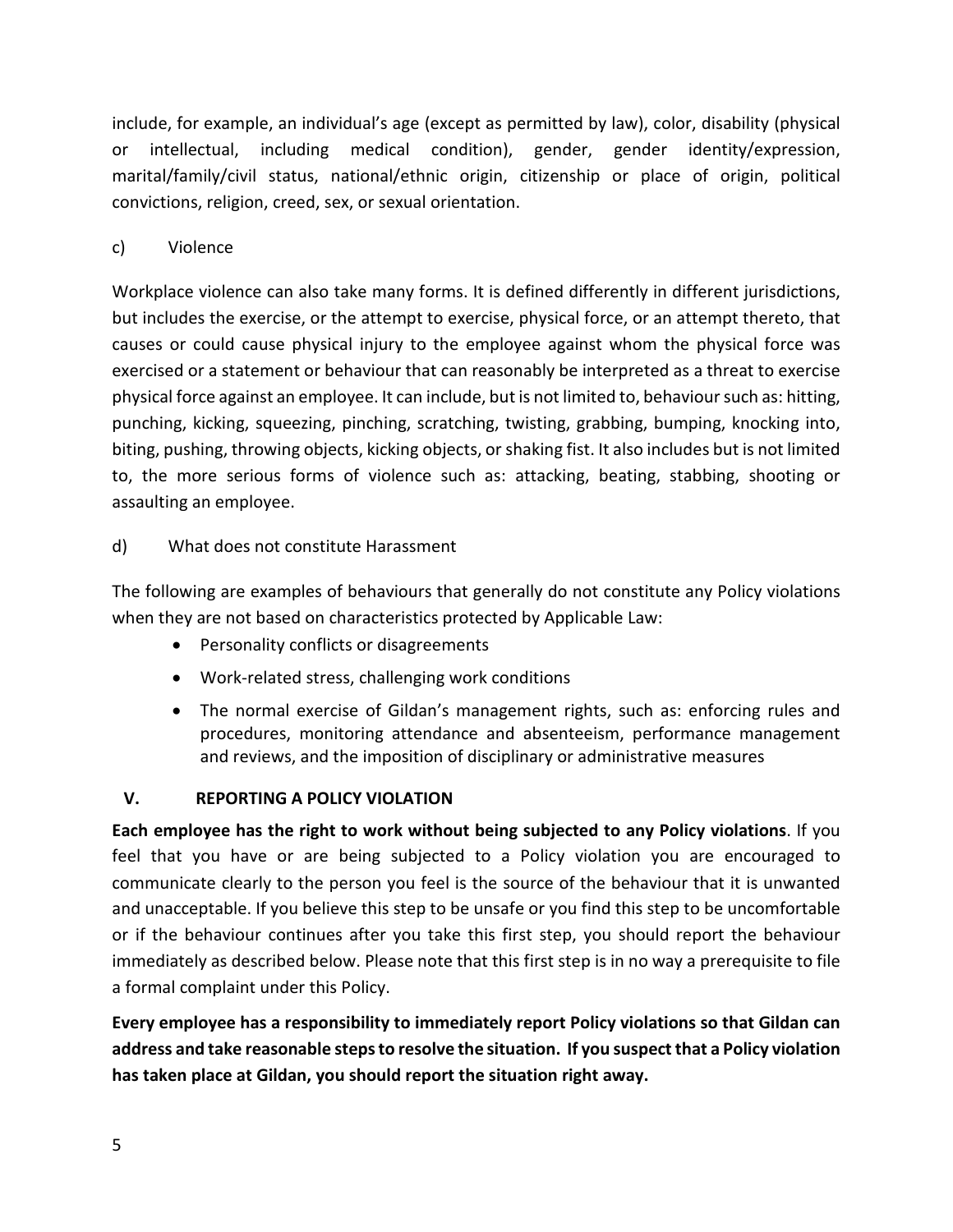include, for example, an individual's age (except as permitted by law), color, disability (physical or intellectual, including medical condition), gender, gender identity/expression, marital/family/civil status, national/ethnic origin, citizenship or place of origin, political convictions, religion, creed, sex, or sexual orientation.

c) Violence

Workplace violence can also take many forms. It is defined differently in different jurisdictions, but includes the exercise, or the attempt to exercise, physical force, or an attempt thereto, that causes or could cause physical injury to the employee against whom the physical force was exercised or a statement or behaviour that can reasonably be interpreted as a threat to exercise physical force against an employee. It can include, but is not limited to, behaviour such as: hitting, punching, kicking, squeezing, pinching, scratching, twisting, grabbing, bumping, knocking into, biting, pushing, throwing objects, kicking objects, or shaking fist. It also includes but is not limited to, the more serious forms of violence such as: attacking, beating, stabbing, shooting or assaulting an employee.

d) What does not constitute Harassment

The following are examples of behaviours that generally do not constitute any Policy violations when they are not based on characteristics protected by Applicable Law:

- Personality conflicts or disagreements
- Work-related stress, challenging work conditions
- The normal exercise of Gildan's management rights, such as: enforcing rules and procedures, monitoring attendance and absenteeism, performance management and reviews, and the imposition of disciplinary or administrative measures

## V. REPORTING A POLICY VIOLATION

**Each employee has the right to work without being subjected to any Policy violations**. If you feel that you have or are being subjected to a Policy violation you are encouraged to communicate clearly to the person you feel is the source of the behaviour that it is unwanted and unacceptable. If you believe this step to be unsafe or you find this step to be uncomfortable or if the behaviour continues after you take this first step, you should report the behaviour immediately as described below. Please note that this first step is in no way a prerequisite to file a formal complaint under this Policy.

**Every employee has a responsibility to immediately report Policy violations so that Gildan can address and take reasonable steps to resolve the situation. If you suspect that a Policy violation has taken place at Gildan, you should report the situation right away.**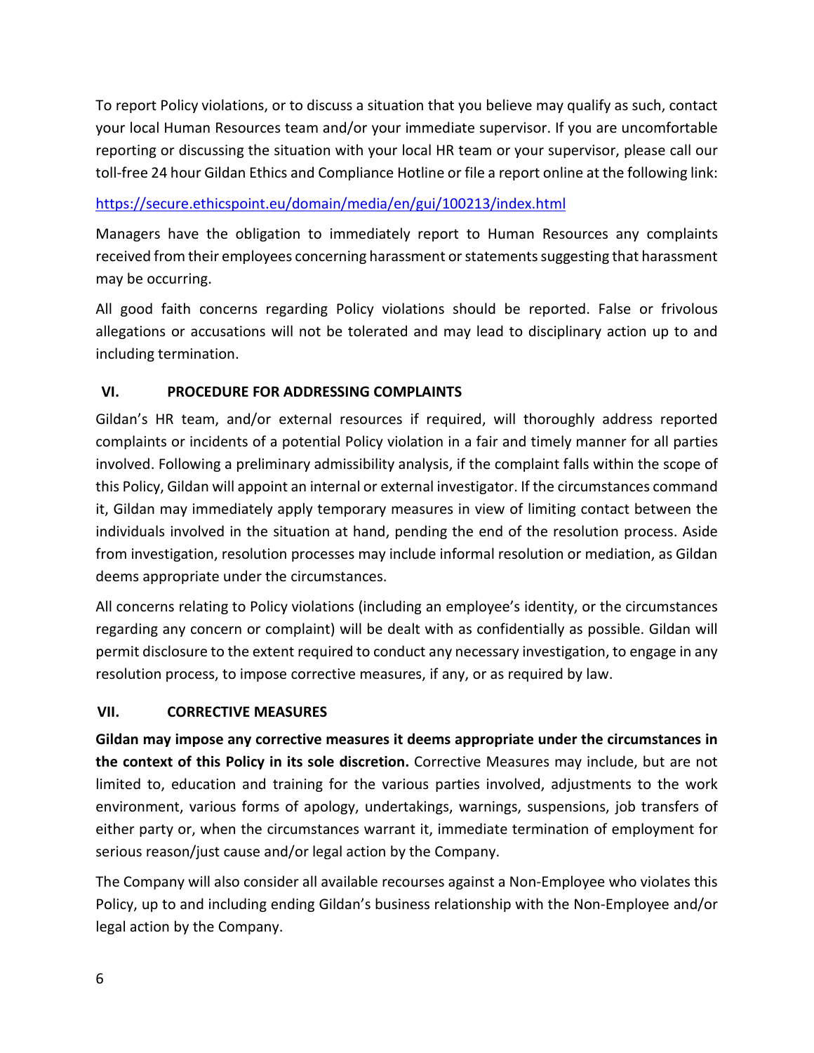To report Policy violations, or to discuss a situation that you believe may qualify as such, contact your local Human Resources team and/or your immediate supervisor. If you are uncomfortable reporting or discussing the situation with your local HR team or your supervisor, please call our toll-free 24 hour Gildan Ethics and Compliance Hotline or file a report online at the following link:

https://secure.ethicspoint.eu/domain/media/en/gui/100213/index.html

Managers have the obligation to immediately report to Human Resources any complaints received from their employees concerning harassment or statements suggesting that harassment may be occurring.

All good faith concerns regarding Policy violations should be reported. False or frivolous allegations or accusations will not be tolerated and may lead to disciplinary action up to and including termination.

## VI. PROCEDURE FOR ADDRESSING COMPLAINTS

Gildan's HR team, and/or external resources if required, will thoroughly address reported complaints or incidents of a potential Policy violation in a fair and timely manner for all parties involved. Following a preliminary admissibility analysis, if the complaint falls within the scope of this Policy, Gildan will appoint an internal or external investigator. If the circumstances command it, Gildan may immediately apply temporary measures in view of limiting contact between the individuals involved in the situation at hand, pending the end of the resolution process. Aside from investigation, resolution processes may include informal resolution or mediation, as Gildan deems appropriate under the circumstances.

All concerns relating to Policy violations (including an employee's identity, or the circumstances regarding any concern or complaint) will be dealt with as confidentially as possible. Gildan will permit disclosure to the extent required to conduct any necessary investigation, to engage in any resolution process, to impose corrective measures, if any, or as required by law.

## VII. CORRECTIVE MEASURES

**Gildan may impose any corrective measures it deems appropriate under the circumstances in the context of this Policy in its sole discretion.** Corrective Measures may include, but are not limited to, education and training for the various parties involved, adjustments to the work environment, various forms of apology, undertakings, warnings, suspensions, job transfers of either party or, when the circumstances warrant it, immediate termination of employment for serious reason/just cause and/or legal action by the Company.

The Company will also consider all available recourses against a Non-Employee who violates this Policy, up to and including ending Gildan's business relationship with the Non-Employee and/or legal action by the Company.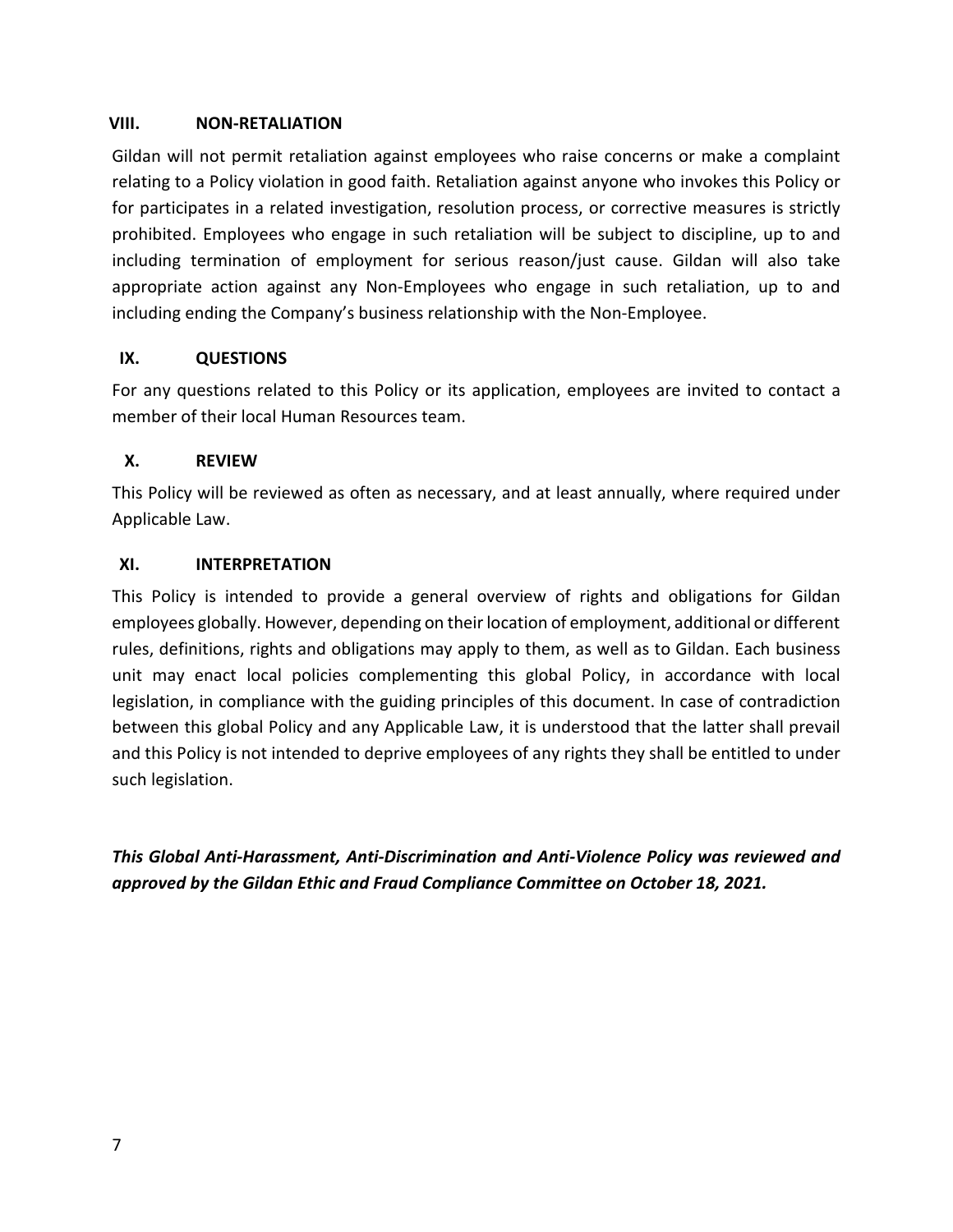## VIII. NON-RETALIATION

Gildan will not permit retaliation against employees who raise concerns or make a complaint relating to a Policy violation in good faith. Retaliation against anyone who invokes this Policy or for participates in a related investigation, resolution process, or corrective measures is strictly prohibited. Employees who engage in such retaliation will be subject to discipline, up to and including termination of employment for serious reason/just cause. Gildan will also take appropriate action against any Non-Employees who engage in such retaliation, up to and including ending the Company's business relationship with the Non-Employee.

## IX. QUESTIONS

For any questions related to this Policy or its application, employees are invited to contact a member of their local Human Resources team.

## X. REVIEW

This Policy will be reviewed as often as necessary, and at least annually, where required under Applicable Law.

## XI. INTERPRETATION

This Policy is intended to provide a general overview of rights and obligations for Gildan employees globally. However, depending on their location of employment, additional or different rules, definitions, rights and obligations may apply to them, as well as to Gildan. Each business unit may enact local policies complementing this global Policy, in accordance with local legislation, in compliance with the guiding principles of this document. In case of contradiction between this global Policy and any Applicable Law, it is understood that the latter shall prevail and this Policy is not intended to deprive employees of any rights they shall be entitled to under such legislation.

***This Global Anti-Harassment, Anti-Discrimination and Anti-Violence Policy was reviewed and approved by the Gildan Ethic and Fraud Compliance Committee on October 18, 2021.***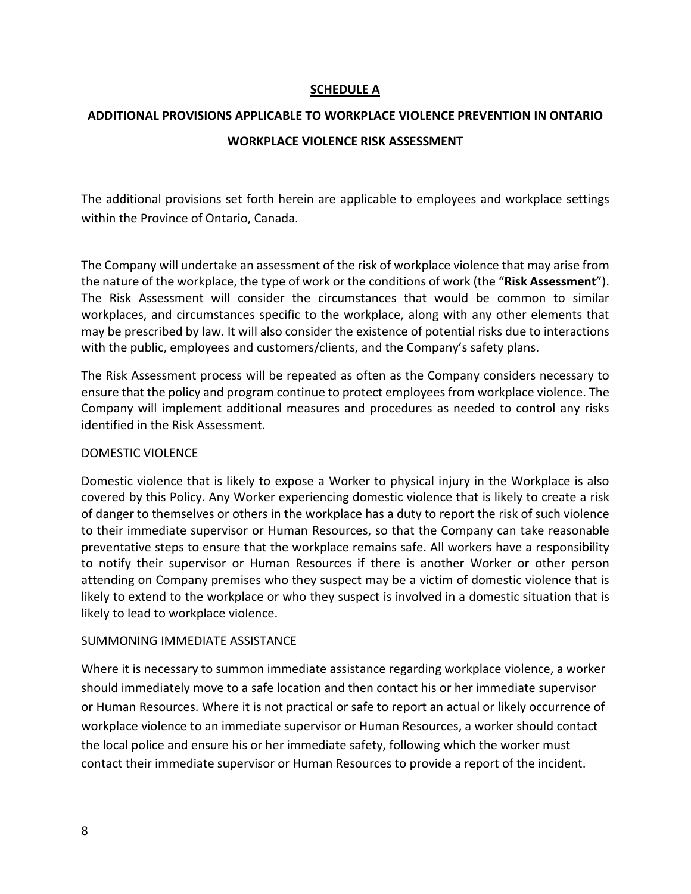## SCHEDULE A

## ADDITIONAL PROVISIONS APPLICABLE TO WORKPLACE VIOLENCE PREVENTION IN ONTARIO

### WORKPLACE VIOLENCE RISK ASSESSMENT

The additional provisions set forth herein are applicable to employees and workplace settings within the Province of Ontario, Canada.

The Company will undertake an assessment of the risk of workplace violence that may arise from the nature of the workplace, the type of work or the conditions of work (the "**Risk Assessment**"). The Risk Assessment will consider the circumstances that would be common to similar workplaces, and circumstances specific to the workplace, along with any other elements that may be prescribed by law. It will also consider the existence of potential risks due to interactions with the public, employees and customers/clients, and the Company's safety plans.

The Risk Assessment process will be repeated as often as the Company considers necessary to ensure that the policy and program continue to protect employees from workplace violence. The Company will implement additional measures and procedures as needed to control any risks identified in the Risk Assessment.

DOMESTIC VIOLENCE

Domestic violence that is likely to expose a Worker to physical injury in the Workplace is also covered by this Policy. Any Worker experiencing domestic violence that is likely to create a risk of danger to themselves or others in the workplace has a duty to report the risk of such violence to their immediate supervisor or Human Resources, so that the Company can take reasonable preventative steps to ensure that the workplace remains safe. All workers have a responsibility to notify their supervisor or Human Resources if there is another Worker or other person attending on Company premises who they suspect may be a victim of domestic violence that is likely to extend to the workplace or who they suspect is involved in a domestic situation that is likely to lead to workplace violence.

SUMMONING IMMEDIATE ASSISTANCE

Where it is necessary to summon immediate assistance regarding workplace violence, a worker should immediately move to a safe location and then contact his or her immediate supervisor or Human Resources. Where it is not practical or safe to report an actual or likely occurrence of workplace violence to an immediate supervisor or Human Resources, a worker should contact the local police and ensure his or her immediate safety, following which the worker must contact their immediate supervisor or Human Resources to provide a report of the incident.